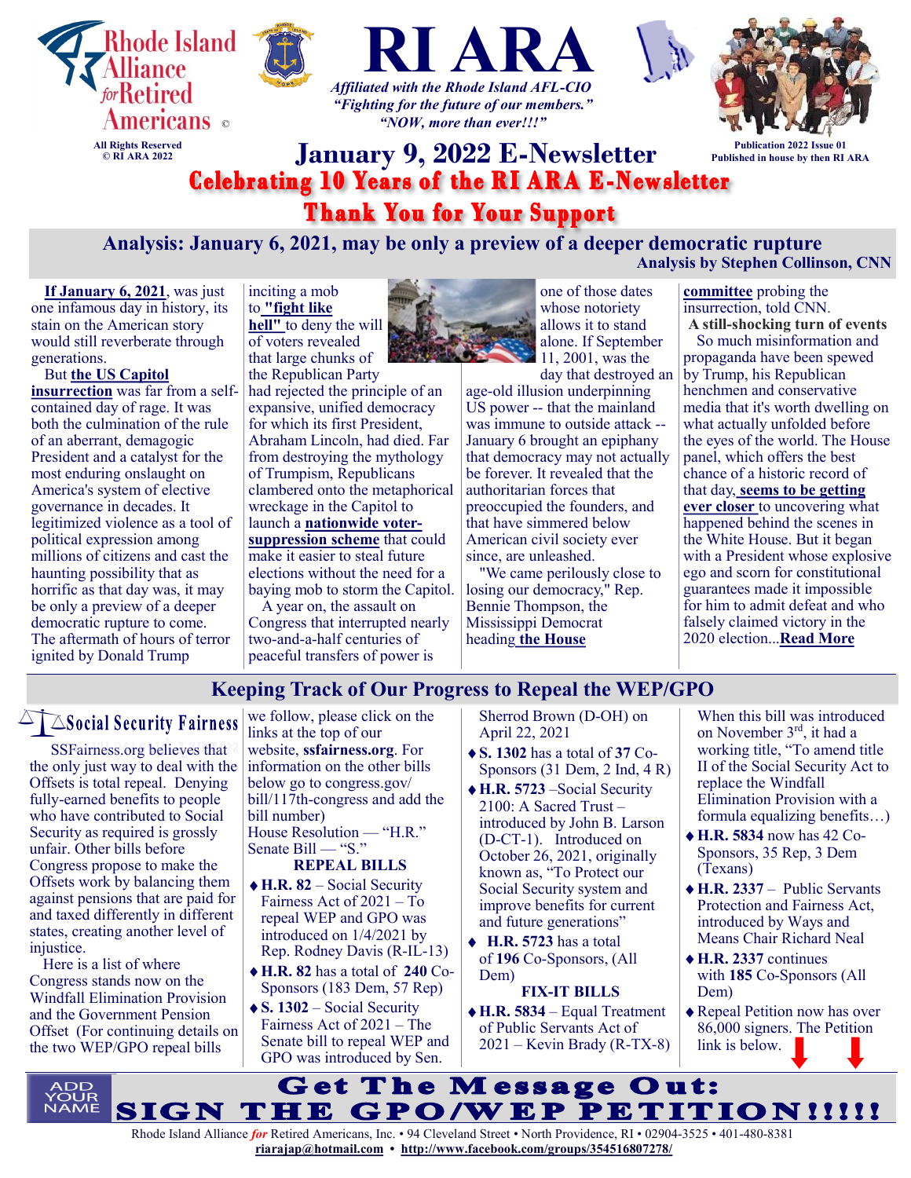Rhode Island Alliance *for* Retired Americans ©

All Rights Reserved
© RI ARA 2022

# RI ARA

*Affiliated with the Rhode Island AFL-CIO*
*"Fighting for the future of our members."*
*"NOW, more than ever!!!"*

Publication 2022 Issue 01
Published in house by then RI ARA

## January 9, 2022 E-Newsletter

## Celebrating 10 Years of the RI ARA E-Newsletter

## Thank You for Your Support

## Analysis: January 6, 2021, may be only a preview of a deeper democratic rupture

**Analysis by Stephen Collinson, CNN**

**If January 6, 2021**, was just one infamous day in history, its stain on the American story would still reverberate through generations.

But **the US Capitol insurrection** was far from a self-contained day of rage. It was both the culmination of the rule of an aberrant, demagogic President and a catalyst for the most enduring onslaught on America's system of elective governance in decades. It legitimized violence as a tool of political expression among millions of citizens and cast the haunting possibility that as horrific as that day was, it may be only a preview of a deeper democratic rupture to come. The aftermath of hours of terror ignited by Donald Trump inciting a mob to **"fight like hell"** to deny the will of voters revealed that large chunks of the Republican Party had rejected the principle of an expansive, unified democracy for which its first President, Abraham Lincoln, had died. Far from destroying the mythology of Trumpism, Republicans clambered onto the metaphorical wreckage in the Capitol to launch a **nationwide voter-suppression scheme** that could make it easier to steal future elections without the need for a baying mob to storm the Capitol.

A year on, the assault on Congress that interrupted nearly two-and-a-half centuries of peaceful transfers of power is one of those dates whose notoriety allows it to stand alone. If September 11, 2001, was the day that destroyed an age-old illusion underpinning US power -- that the mainland was immune to outside attack -- January 6 brought an epiphany that democracy may not actually be forever. It revealed that the authoritarian forces that preoccupied the founders, and that have simmered below American civil society ever since, are unleashed.

"We came perilously close to losing our democracy," Rep. Bennie Thompson, the Mississippi Democrat heading **the House committee** probing the insurrection, told CNN.

**A still-shocking turn of events**

So much misinformation and propaganda have been spewed by Trump, his Republican henchmen and conservative media that it's worth dwelling on what actually unfolded before the eyes of the world. The House panel, which offers the best chance of a historic record of that day, **seems to be getting ever closer** to uncovering what happened behind the scenes in the White House. But it began with a President whose explosive ego and scorn for constitutional guarantees made it impossible for him to admit defeat and who falsely claimed victory in the 2020 election...**Read More**

## Keeping Track of Our Progress to Repeal the WEP/GPO

**Social Security Fairness**

SSFairness.org believes that the only just way to deal with the Offsets is total repeal. Denying fully-earned benefits to people who have contributed to Social Security as required is grossly unfair. Other bills before Congress propose to make the Offsets work by balancing them against pensions that are paid for and taxed differently in different states, creating another level of injustice.

Here is a list of where Congress stands now on the Windfall Elimination Provision and the Government Pension Offset (For continuing details on the two WEP/GPO repeal bills we follow, please click on the links at the top of our website, **ssfairness.org**. For information on the other bills below go to congress.gov/bill/117th-congress and add the bill number)

House Resolution — "H.R."
Senate Bill — "S."

**REPEAL BILLS**

- **H.R. 82** – Social Security Fairness Act of 2021 – To repeal WEP and GPO was introduced on 1/4/2021 by Rep. Rodney Davis (R-IL-13)
- **H.R. 82** has a total of **240** Co-Sponsors (183 Dem, 57 Rep)
- **S. 1302** – Social Security Fairness Act of 2021 – The Senate bill to repeal WEP and GPO was introduced by Sen. Sherrod Brown (D-OH) on April 22, 2021
- **S. 1302** has a total of **37** Co-Sponsors (31 Dem, 2 Ind, 4 R)
- **H.R. 5723** –Social Security 2100: A Sacred Trust – introduced by John B. Larson (D-CT-1). Introduced on October 26, 2021, originally known as, "To Protect our Social Security system and improve benefits for current and future generations"
- **H.R. 5723** has a total of **196** Co-Sponsors, (All Dem)

**FIX-IT BILLS**

- **H.R. 5834** – Equal Treatment of Public Servants Act of 2021 – Kevin Brady (R-TX-8) When this bill was introduced on November 3rd, it had a working title, "To amend title II of the Social Security Act to replace the Windfall Elimination Provision with a formula equalizing benefits…)
- **H.R. 5834** now has 42 Co-Sponsors, 35 Rep, 3 Dem (Texans)
- **H.R. 2337** – Public Servants Protection and Fairness Act, introduced by Ways and Means Chair Richard Neal
- **H.R. 2337** continues with **185** Co-Sponsors (All Dem)
- Repeal Petition now has over 86,000 signers. The Petition link is below.

ADD YOUR NAME

**Get The Message Out:**
**SIGN THE GPO/WEP PETITION!!!!!**

Rhode Island Alliance *for* Retired Americans, Inc. • 94 Cleveland Street • North Providence, RI • 02904-3525 • 401-480-8381
**riarajap@hotmail.com** • **http://www.facebook.com/groups/354516807278/**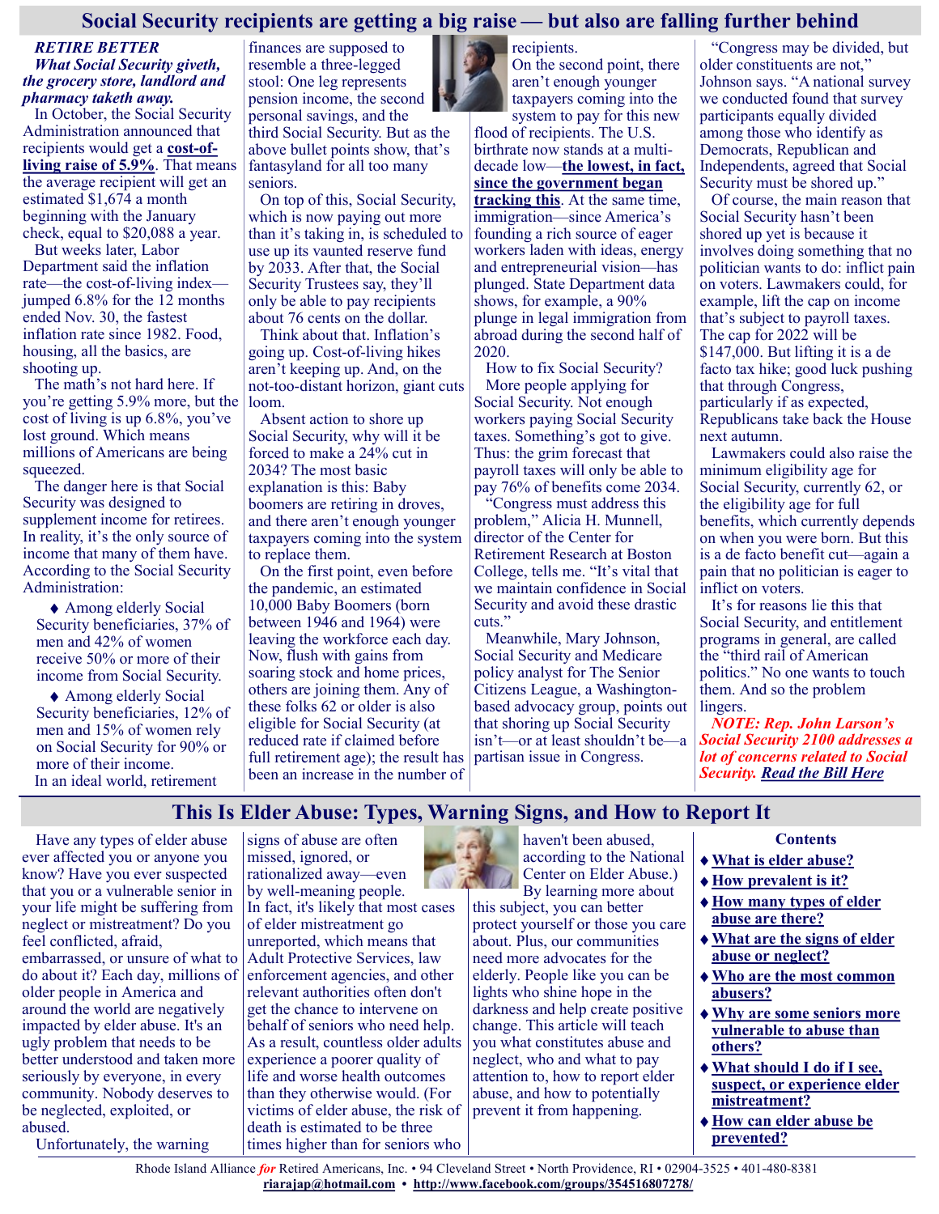## Social Security recipients are getting a big raise — but also are falling further behind

***RETIRE BETTER***
***What Social Security giveth, the grocery store, landlord and pharmacy taketh away.***

In October, the Social Security Administration announced that recipients would get a **cost-of-living raise of 5.9%**. That means the average recipient will get an estimated $1,674 a month beginning with the January check, equal to $20,088 a year.

But weeks later, Labor Department said the inflation rate—the cost-of-living index—jumped 6.8% for the 12 months ended Nov. 30, the fastest inflation rate since 1982. Food, housing, all the basics, are shooting up.

The math's not hard here. If you're getting 5.9% more, but the cost of living is up 6.8%, you've lost ground. Which means millions of Americans are being squeezed.

The danger here is that Social Security was designed to supplement income for retirees. In reality, it's the only source of income that many of them have. According to the Social Security Administration:

- Among elderly Social Security beneficiaries, 37% of men and 42% of women receive 50% or more of their income from Social Security.
- Among elderly Social Security beneficiaries, 12% of men and 15% of women rely on Social Security for 90% or more of their income.

In an ideal world, retirement finances are supposed to resemble a three-legged stool: One leg represents pension income, the second personal savings, and the third Social Security. But as the above bullet points show, that's fantasyland for all too many seniors.

On top of this, Social Security, which is now paying out more than it's taking in, is scheduled to use up its vaunted reserve fund by 2033. After that, the Social Security Trustees say, they'll only be able to pay recipients about 76 cents on the dollar.

Think about that. Inflation's going up. Cost-of-living hikes aren't keeping up. And, on the not-too-distant horizon, giant cuts loom.

Absent action to shore up Social Security, why will it be forced to make a 24% cut in 2034? The most basic explanation is this: Baby boomers are retiring in droves, and there aren't enough younger taxpayers coming into the system to replace them.

On the first point, even before the pandemic, an estimated 10,000 Baby Boomers (born between 1946 and 1964) were leaving the workforce each day. Now, flush with gains from soaring stock and home prices, others are joining them. Any of these folks 62 or older is also eligible for Social Security (at reduced rate if claimed before full retirement age); the result has been an increase in the number of recipients.

On the second point, there aren't enough younger taxpayers coming into the system to pay for this new flood of recipients. The U.S. birthrate now stands at a multi-decade low—**the lowest, in fact, since the government began tracking this**. At the same time, immigration—since America's founding a rich source of eager workers laden with ideas, energy and entrepreneurial vision—has plunged. State Department data shows, for example, a 90% plunge in legal immigration from abroad during the second half of 2020.

How to fix Social Security?

More people applying for Social Security. Not enough workers paying Social Security taxes. Something's got to give. Thus: the grim forecast that payroll taxes will only be able to pay 76% of benefits come 2034.

"Congress must address this problem," Alicia H. Munnell, director of the Center for Retirement Research at Boston College, tells me. "It's vital that we maintain confidence in Social Security and avoid these drastic cuts."

Meanwhile, Mary Johnson, Social Security and Medicare policy analyst for The Senior Citizens League, a Washington-based advocacy group, points out that shoring up Social Security isn't—or at least shouldn't be—a partisan issue in Congress.

"Congress may be divided, but older constituents are not," Johnson says. "A national survey we conducted found that survey participants equally divided among those who identify as Democrats, Republican and Independents, agreed that Social Security must be shored up."

Of course, the main reason that Social Security hasn't been shored up yet is because it involves doing something that no politician wants to do: inflict pain on voters. Lawmakers could, for example, lift the cap on income that's subject to payroll taxes. The cap for 2022 will be $147,000. But lifting it is a de facto tax hike; good luck pushing that through Congress, particularly if as expected, Republicans take back the House next autumn.

Lawmakers could also raise the minimum eligibility age for Social Security, currently 62, or the eligibility age for full benefits, which currently depends on when you were born. But this is a de facto benefit cut—again a pain that no politician is eager to inflict on voters.

It's for reasons lie this that Social Security, and entitlement programs in general, are called the "third rail of American politics." No one wants to touch them. And so the problem lingers.

***NOTE: Rep. John Larson's Social Security 2100 addresses a lot of concerns related to Social Security. Read the Bill Here***

## This Is Elder Abuse: Types, Warning Signs, and How to Report It

Have any types of elder abuse ever affected you or anyone you know? Have you ever suspected that you or a vulnerable senior in your life might be suffering from neglect or mistreatment? Do you feel conflicted, afraid, embarrassed, or unsure of what to do about it? Each day, millions of older people in America and around the world are negatively impacted by elder abuse. It's an ugly problem that needs to be better understood and taken more seriously by everyone, in every community. Nobody deserves to be neglected, exploited, or abused.

Unfortunately, the warning signs of abuse are often missed, ignored, or rationalized away—even by well-meaning people. In fact, it's likely that most cases of elder mistreatment go unreported, which means that Adult Protective Services, law enforcement agencies, and other relevant authorities often don't get the chance to intervene on behalf of seniors who need help. As a result, countless older adults experience a poorer quality of life and worse health outcomes than they otherwise would. (For victims of elder abuse, the risk of death is estimated to be three times higher than for seniors who haven't been abused, according to the National Center on Elder Abuse.)

By learning more about this subject, you can better protect yourself or those you care about. Plus, our communities need more advocates for the elderly. People like you can be lights who shine hope in the darkness and help create positive change. This article will teach you what constitutes abuse and neglect, who and what to pay attention to, how to report elder abuse, and how to potentially prevent it from happening.

**Contents**

- **What is elder abuse?**
- **How prevalent is it?**
- **How many types of elder abuse are there?**
- **What are the signs of elder abuse or neglect?**
- **Who are the most common abusers?**
- **Why are some seniors more vulnerable to abuse than others?**
- **What should I do if I see, suspect, or experience elder mistreatment?**
- **How can elder abuse be prevented?**

Rhode Island Alliance *for* Retired Americans, Inc. • 94 Cleveland Street • North Providence, RI • 02904-3525 • 401-480-8381
**riarajap@hotmail.com** • **http://www.facebook.com/groups/354516807278/**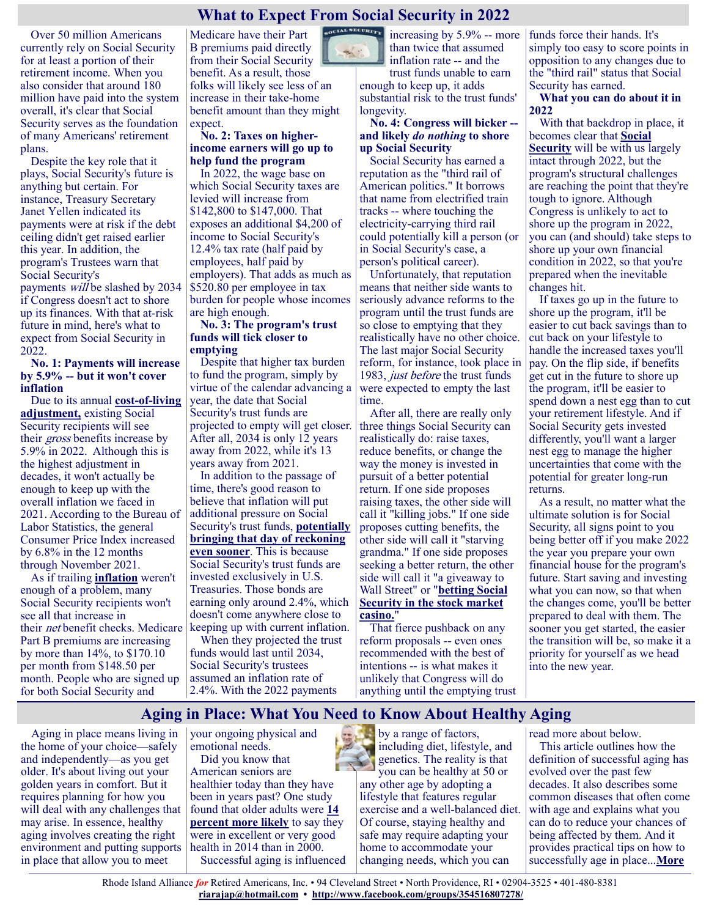# What to Expect From Social Security in 2022

Over 50 million Americans currently rely on Social Security for at least a portion of their retirement income. When you also consider that around 180 million have paid into the system overall, it's clear that Social Security serves as the foundation of many Americans' retirement plans.

Despite the key role that it plays, Social Security's future is anything but certain. For instance, Treasury Secretary Janet Yellen indicated its payments were at risk if the debt ceiling didn't get raised earlier this year. In addition, the program's Trustees warn that Social Security's payments *will* be slashed by 2034 if Congress doesn't act to shore up its finances. With that at-risk future in mind, here's what to expect from Social Security in 2022.

**No. 1: Payments will increase by 5.9% -- but it won't cover inflation**

Due to its annual **cost-of-living adjustment,** existing Social Security recipients will see their *gross* benefits increase by 5.9% in 2022. Although this is the highest adjustment in decades, it won't actually be enough to keep up with the overall inflation we faced in 2021. According to the Bureau of Labor Statistics, the general Consumer Price Index increased by 6.8% in the 12 months through November 2021.

As if trailing **inflation** weren't enough of a problem, many Social Security recipients won't see all that increase in their *net* benefit checks. Medicare Part B premiums are increasing by more than 14%, to $170.10 per month from $148.50 per month. People who are signed up for both Social Security and Medicare have their Part B premiums paid directly from their Social Security benefit. As a result, those folks will likely see less of an increase in their take-home benefit amount than they might expect.

**No. 2: Taxes on higher-income earners will go up to help fund the program**

In 2022, the wage base on which Social Security taxes are levied will increase from $142,800 to $147,000. That exposes an additional $4,200 of income to Social Security's 12.4% tax rate (half paid by employees, half paid by employers). That adds as much as $520.80 per employee in tax burden for people whose incomes are high enough.

**No. 3: The program's trust funds will tick closer to emptying**

Despite that higher tax burden to fund the program, simply by virtue of the calendar advancing a year, the date that Social Security's trust funds are projected to empty will get closer. After all, 2034 is only 12 years away from 2022, while it's 13 years away from 2021.

In addition to the passage of time, there's good reason to believe that inflation will put additional pressure on Social Security's trust funds, **potentially bringing that day of reckoning even sooner**. This is because Social Security's trust funds are invested exclusively in U.S. Treasuries. Those bonds are earning only around 2.4%, which doesn't come anywhere close to keeping up with current inflation.

When they projected the trust funds would last until 2034, Social Security's trustees assumed an inflation rate of 2.4%. With the 2022 payments increasing by 5.9% -- more than twice that assumed inflation rate -- and the trust funds unable to earn enough to keep up, it adds substantial risk to the trust funds' longevity.

**No. 4: Congress will bicker -- and likely *do nothing* to shore up Social Security**

Social Security has earned a reputation as the "third rail of American politics." It borrows that name from electrified train tracks -- where touching the electricity-carrying third rail could potentially kill a person (or in Social Security's case, a person's political career).

Unfortunately, that reputation means that neither side wants to seriously advance reforms to the program until the trust funds are so close to emptying that they realistically have no other choice. The last major Social Security reform, for instance, took place in 1983, *just before* the trust funds were expected to empty the last time.

After all, there are really only three things Social Security can realistically do: raise taxes, reduce benefits, or change the way the money is invested in pursuit of a better potential return. If one side proposes raising taxes, the other side will call it "killing jobs." If one side proposes cutting benefits, the other side will call it "starving grandma." If one side proposes seeking a better return, the other side will call it "a giveaway to Wall Street" or "**betting Social Security in the stock market casino.**"

That fierce pushback on any reform proposals -- even ones recommended with the best of intentions -- is what makes it unlikely that Congress will do anything until the emptying trust funds force their hands. It's simply too easy to score points in opposition to any changes due to the "third rail" status that Social Security has earned.

**What you can do about it in 2022**

With that backdrop in place, it becomes clear that **Social Security** will be with us largely intact through 2022, but the program's structural challenges are reaching the point that they're tough to ignore. Although Congress is unlikely to act to shore up the program in 2022, you can (and should) take steps to shore up your own financial condition in 2022, so that you're prepared when the inevitable changes hit.

If taxes go up in the future to shore up the program, it'll be easier to cut back savings than to cut back on your lifestyle to handle the increased taxes you'll pay. On the flip side, if benefits get cut in the future to shore up the program, it'll be easier to spend down a nest egg than to cut your retirement lifestyle. And if Social Security gets invested differently, you'll want a larger nest egg to manage the higher uncertainties that come with the potential for greater long-run returns.

As a result, no matter what the ultimate solution is for Social Security, all signs point to you being better off if you make 2022 the year you prepare your own financial house for the program's future. Start saving and investing what you can now, so that when the changes come, you'll be better prepared to deal with them. The sooner you get started, the easier the transition will be, so make it a priority for yourself as we head into the new year.

# Aging in Place: What You Need to Know About Healthy Aging

Aging in place means living in the home of your choice—safely and independently—as you get older. It's about living out your golden years in comfort. But it requires planning for how you will deal with any challenges that may arise. In essence, healthy aging involves creating the right environment and putting supports in place that allow you to meet your ongoing physical and emotional needs.

Did you know that American seniors are healthier today than they have been in years past? One study found that older adults were **14 percent more likely** to say they were in excellent or very good health in 2014 than in 2000.

Successful aging is influenced by a range of factors, including diet, lifestyle, and genetics. The reality is that you can be healthy at 50 or any other age by adopting a lifestyle that features regular exercise and a well-balanced diet. Of course, staying healthy and safe may require adapting your home to accommodate your changing needs, which you can read more about below.

This article outlines how the definition of successful aging has evolved over the past few decades. It also describes some common diseases that often come with age and explains what you can do to reduce your chances of being affected by them. And it provides practical tips on how to successfully age in place...**More**

Rhode Island Alliance *for* Retired Americans, Inc. • 94 Cleveland Street • North Providence, RI • 02904-3525 • 401-480-8381
**riarajap@hotmail.com** • **http://www.facebook.com/groups/354516807278/**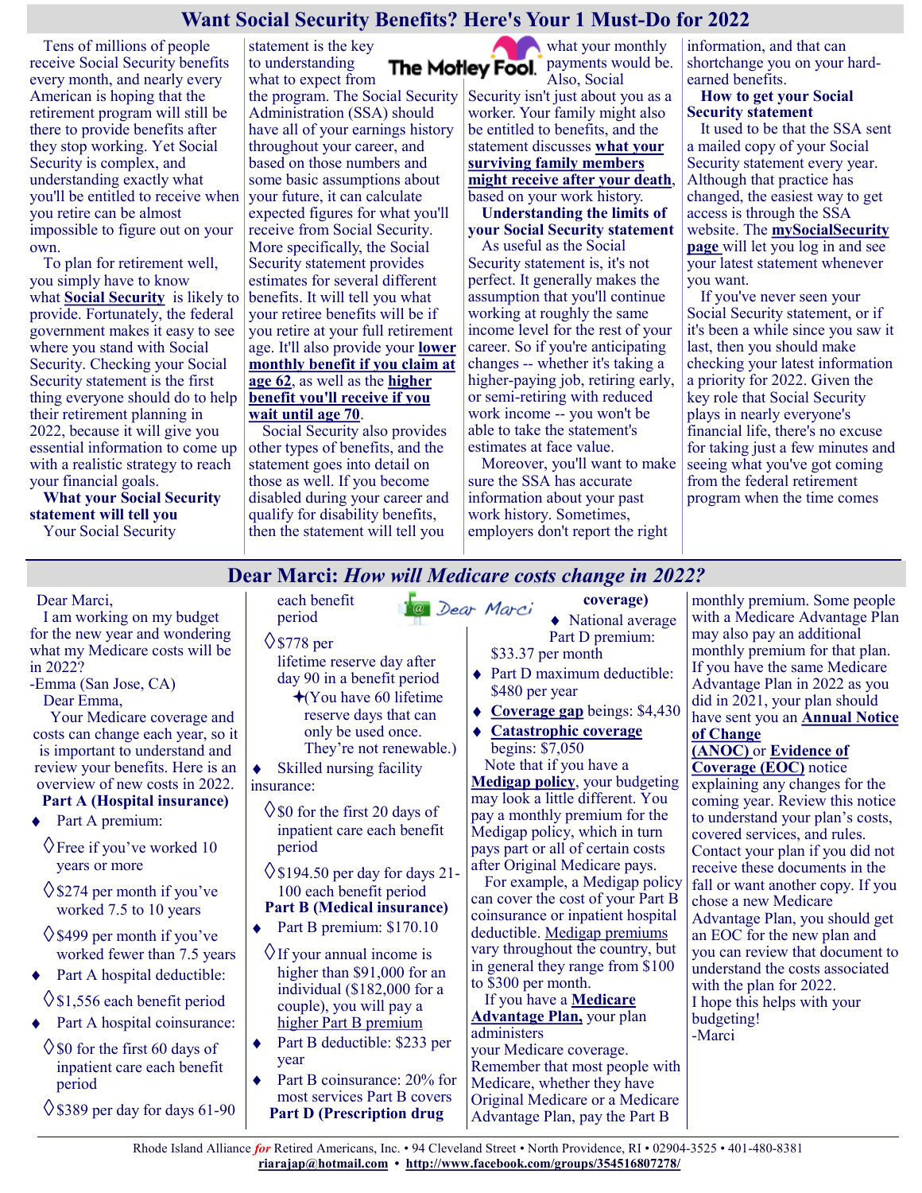## Want Social Security Benefits? Here's Your 1 Must-Do for 2022

Tens of millions of people receive Social Security benefits every month, and nearly every American is hoping that the retirement program will still be there to provide benefits after they stop working. Yet Social Security is complex, and understanding exactly what you'll be entitled to receive when you retire can be almost impossible to figure out on your own.

To plan for retirement well, you simply have to know what **Social Security** is likely to provide. Fortunately, the federal government makes it easy to see where you stand with Social Security. Checking your Social Security statement is the first thing everyone should do to help their retirement planning in 2022, because it will give you essential information to come up with a realistic strategy to reach your financial goals.

**What your Social Security statement will tell you**

Your Social Security statement is the key to understanding what to expect from the program. The Social Security Administration (SSA) should have all of your earnings history throughout your career, and based on those numbers and some basic assumptions about your future, it can calculate expected figures for what you'll receive from Social Security. More specifically, the Social Security statement provides estimates for several different benefits. It will tell you what your retiree benefits will be if you retire at your full retirement age. It'll also provide your **lower monthly benefit if you claim at age 62**, as well as the **higher benefit you'll receive if you wait until age 70**.

Social Security also provides other types of benefits, and the statement goes into detail on those as well. If you become disabled during your career and qualify for disability benefits, then the statement will tell you what your monthly payments would be. Also, Social Security isn't just about you as a worker. Your family might also be entitled to benefits, and the statement discusses **what your surviving family members might receive after your death**, based on your work history.

**Understanding the limits of your Social Security statement**

As useful as the Social Security statement is, it's not perfect. It generally makes the assumption that you'll continue working at roughly the same income level for the rest of your career. So if you're anticipating changes -- whether it's taking a higher-paying job, retiring early, or semi-retiring with reduced work income -- you won't be able to take the statement's estimates at face value.

Moreover, you'll want to make sure the SSA has accurate information about your past work history. Sometimes, employers don't report the right information, and that can shortchange you on your hard-earned benefits.

**How to get your Social Security statement**

It used to be that the SSA sent a mailed copy of your Social Security statement every year. Although that practice has changed, the easiest way to get access is through the SSA website. The **mySocialSecurity page** will let you log in and see your latest statement whenever you want.

If you've never seen your Social Security statement, or if it's been a while since you saw it last, then you should make checking your latest information a priority for 2022. Given the key role that Social Security plays in nearly everyone's financial life, there's no excuse for taking just a few minutes and seeing what you've got coming from the federal retirement program when the time comes

## Dear Marci: *How will Medicare costs change in 2022?*

Dear Marci,

I am working on my budget for the new year and wondering what my Medicare costs will be in 2022?

-Emma (San Jose, CA)

Dear Emma,

Your Medicare coverage and costs can change each year, so it is important to understand and review your benefits. Here is an overview of new costs in 2022.

**Part A (Hospital insurance)**

- Part A premium:
  - Free if you've worked 10 years or more
  - $274 per month if you've worked 7.5 to 10 years
  - $499 per month if you've worked fewer than 7.5 years
- Part A hospital deductible:
  - $1,556 each benefit period
- Part A hospital coinsurance:
  - $0 for the first 60 days of inpatient care each benefit period
  - $389 per day for days 61-90 each benefit period
  - $778 per lifetime reserve day after day 90 in a benefit period
    - (You have 60 lifetime reserve days that can only be used once. They're not renewable.)
- Skilled nursing facility insurance:
  - $0 for the first 20 days of inpatient care each benefit period
  - $194.50 per day for days 21-100 each benefit period

**Part B (Medical insurance)**

- Part B premium: $170.10
  - If your annual income is higher than $91,000 for an individual ($182,000 for a couple), you will pay a higher Part B premium
- Part B deductible: $233 per year
- Part B coinsurance: 20% for most services Part B covers

**Part D (Prescription drug coverage)**

- National average Part D premium: $33.37 per month
- Part D maximum deductible: $480 per year
- **Coverage gap** beings: $4,430
- **Catastrophic coverage** begins: $7,050

Note that if you have a **Medigap policy**, your budgeting may look a little different. You pay a monthly premium for the Medigap policy, which in turn pays part or all of certain costs after Original Medicare pays.

For example, a Medigap policy can cover the cost of your Part B coinsurance or inpatient hospital deductible. Medigap premiums vary throughout the country, but in general they range from $100 to $300 per month.

If you have a **Medicare Advantage Plan,** your plan administers your Medicare coverage. Remember that most people with Medicare, whether they have Original Medicare or a Medicare Advantage Plan, pay the Part B monthly premium. Some people with a Medicare Advantage Plan may also pay an additional monthly premium for that plan. If you have the same Medicare Advantage Plan in 2022 as you did in 2021, your plan should have sent you an **Annual Notice of Change (ANOC)** or **Evidence of Coverage (EOC)** notice explaining any changes for the coming year. Review this notice to understand your plan's costs, covered services, and rules. Contact your plan if you did not receive these documents in the fall or want another copy. If you chose a new Medicare Advantage Plan, you should get an EOC for the new plan and you can review that document to understand the costs associated with the plan for 2022.

I hope this helps with your budgeting!

-Marci

Rhode Island Alliance *for* Retired Americans, Inc. • 94 Cleveland Street • North Providence, RI • 02904-3525 • 401-480-8381
riarajap@hotmail.com • http://www.facebook.com/groups/354516807278/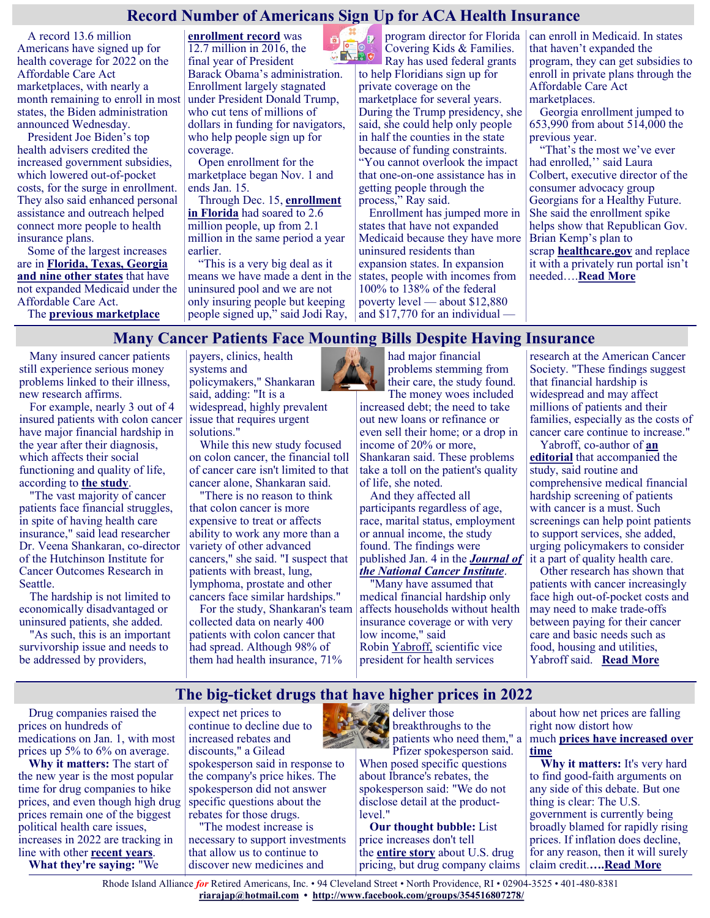# Record Number of Americans Sign Up for ACA Health Insurance

A record 13.6 million Americans have signed up for health coverage for 2022 on the Affordable Care Act marketplaces, with nearly a month remaining to enroll in most states, the Biden administration announced Wednesday.

President Joe Biden's top health advisers credited the increased government subsidies, which lowered out-of-pocket costs, for the surge in enrollment. They also said enhanced personal assistance and outreach helped connect more people to health insurance plans.

Some of the largest increases are in **Florida, Texas, Georgia and nine other states** that have not expanded Medicaid under the Affordable Care Act.

The **previous marketplace enrollment record** was 12.7 million in 2016, the final year of President Barack Obama's administration. Enrollment largely stagnated under President Donald Trump, who cut tens of millions of dollars in funding for navigators, who help people sign up for coverage.

Open enrollment for the marketplace began Nov. 1 and ends Jan. 15.

Through Dec. 15, **enrollment in Florida** had soared to 2.6 million people, up from 2.1 million in the same period a year earlier.

"This is a very big deal as it means we have made a dent in the uninsured pool and we are not only insuring people but keeping people signed up," said Jodi Ray, program director for Florida Covering Kids & Families. Ray has used federal grants to help Floridians sign up for private coverage on the marketplace for several years. During the Trump presidency, she said, she could help only people in half the counties in the state because of funding constraints. "You cannot overlook the impact that one-on-one assistance has in getting people through the process," Ray said.

Enrollment has jumped more in states that have not expanded Medicaid because they have more uninsured residents than expansion states. In expansion states, people with incomes from 100% to 138% of the federal poverty level — about $12,880 and $17,770 for an individual — can enroll in Medicaid. In states that haven't expanded the program, they can get subsidies to enroll in private plans through the Affordable Care Act marketplaces.

Georgia enrollment jumped to 653,990 from about 514,000 the previous year.

"That's the most we've ever had enrolled,'' said Laura Colbert, executive director of the consumer advocacy group Georgians for a Healthy Future. She said the enrollment spike helps show that Republican Gov. Brian Kemp's plan to scrap **healthcare.gov** and replace it with a privately run portal isn't needed….**Read More**

# Many Cancer Patients Face Mounting Bills Despite Having Insurance

Many insured cancer patients still experience serious money problems linked to their illness, new research affirms.

For example, nearly 3 out of 4 insured patients with colon cancer have major financial hardship in the year after their diagnosis, which affects their social functioning and quality of life, according to **the study**.

"The vast majority of cancer patients face financial struggles, in spite of having health care insurance," said lead researcher Dr. Veena Shankaran, co-director of the Hutchinson Institute for Cancer Outcomes Research in Seattle.

The hardship is not limited to economically disadvantaged or uninsured patients, she added.

"As such, this is an important survivorship issue and needs to be addressed by providers, payers, clinics, health systems and policymakers," Shankaran said, adding: "It is a widespread, highly prevalent issue that requires urgent solutions."

While this new study focused on colon cancer, the financial toll of cancer care isn't limited to that cancer alone, Shankaran said.

"There is no reason to think that colon cancer is more expensive to treat or affects ability to work any more than a variety of other advanced cancers," she said. "I suspect that patients with breast, lung, lymphoma, prostate and other cancers face similar hardships."

For the study, Shankaran's team collected data on nearly 400 patients with colon cancer that had spread. Although 98% of them had health insurance, 71% had major financial problems stemming from their care, the study found.

The money woes included increased debt; the need to take out new loans or refinance or even sell their home; or a drop in income of 20% or more, Shankaran said. These problems take a toll on the patient's quality of life, she noted.

And they affected all participants regardless of age, race, marital status, employment or annual income, the study found. The findings were published Jan. 4 in the ***Journal of the National Cancer Institute***.

"Many have assumed that medical financial hardship only affects households without health insurance coverage or with very low income," said Robin Yabroff, scientific vice president for health services research at the American Cancer Society. "These findings suggest that financial hardship is widespread and may affect millions of patients and their families, especially as the costs of cancer care continue to increase."

Yabroff, co-author of **an editorial** that accompanied the study, said routine and comprehensive medical financial hardship screening of patients with cancer is a must. Such screenings can help point patients to support services, she added, urging policymakers to consider it a part of quality health care.

Other research has shown that patients with cancer increasingly face high out-of-pocket costs and may need to make trade-offs between paying for their cancer care and basic needs such as food, housing and utilities, Yabroff said. **Read More**

# The big-ticket drugs that have higher prices in 2022

Drug companies raised the prices on hundreds of medications on Jan. 1, with most prices up 5% to 6% on average.

**Why it matters:** The start of the new year is the most popular time for drug companies to hike prices, and even though high drug prices remain one of the biggest political health care issues, increases in 2022 are tracking in line with other **recent years**.

**What they're saying:** "We expect net prices to continue to decline due to increased rebates and discounts," a Gilead spokesperson said in response to the company's price hikes. The spokesperson did not answer specific questions about the rebates for those drugs.

"The modest increase is necessary to support investments that allow us to continue to discover new medicines and deliver those breakthroughs to the patients who need them," a Pfizer spokesperson said. When posed specific questions about Ibrance's rebates, the spokesperson said: "We do not disclose detail at the product-level."

**Our thought bubble:** List price increases don't tell the **entire story** about U.S. drug pricing, but drug company claims about how net prices are falling right now distort how much **prices have increased over time**

**Why it matters:** It's very hard to find good-faith arguments on any side of this debate. But one thing is clear: The U.S. government is currently being broadly blamed for rapidly rising prices. If inflation does decline, for any reason, then it will surely claim credit.….**Read More**

Rhode Island Alliance *for* Retired Americans, Inc. • 94 Cleveland Street • North Providence, RI • 02904-3525 • 401-480-8381
**riarajap@hotmail.com** • **http://www.facebook.com/groups/354516807278/**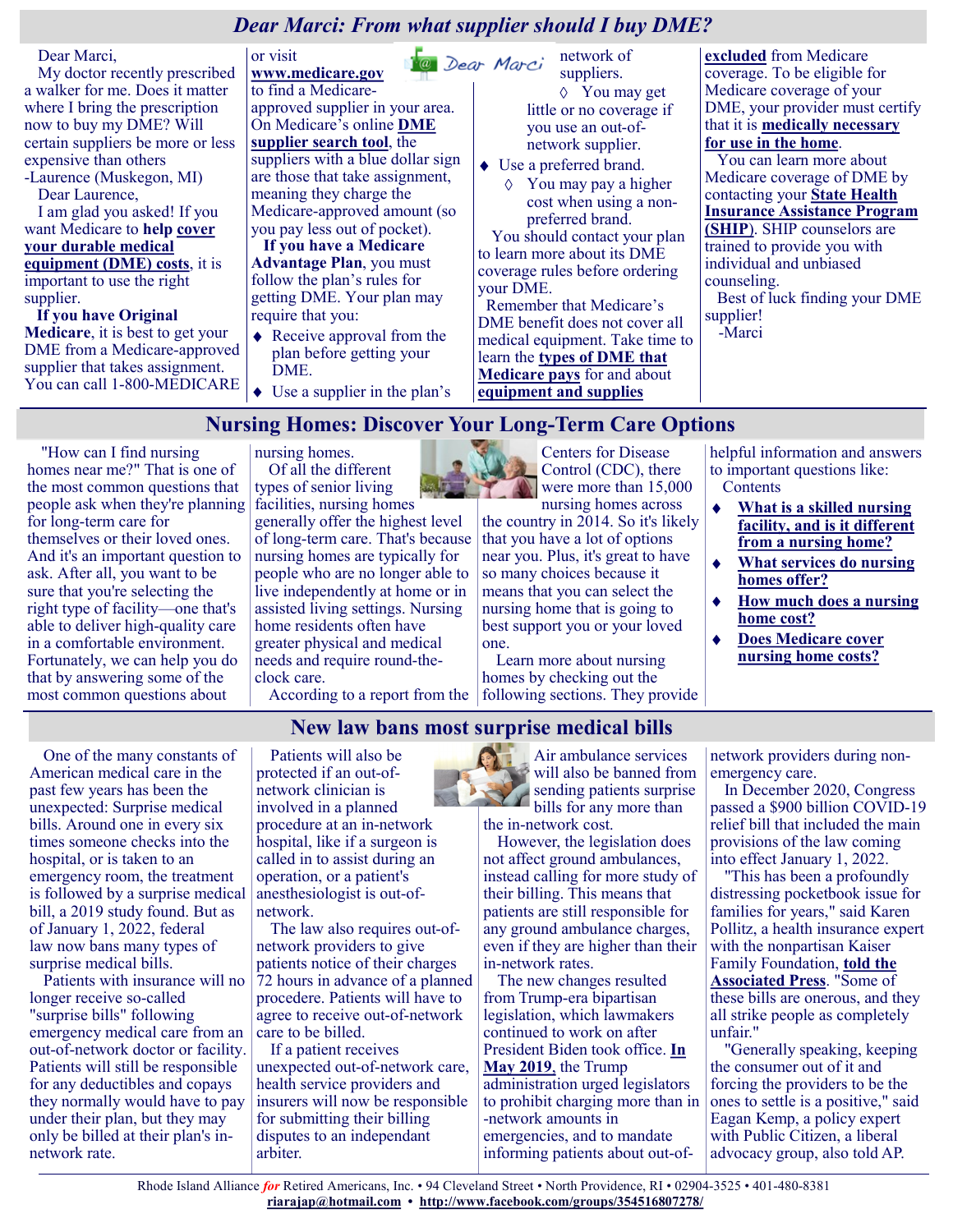## *Dear Marci: From what supplier should I buy DME?*

Dear Marci,

My doctor recently prescribed a walker for me. Does it matter where I bring the prescription now to buy my DME? Will certain suppliers be more or less expensive than others

-Laurence (Muskegon, MI)

Dear Laurence,

I am glad you asked! If you want Medicare to **help cover your durable medical equipment (DME) costs**, it is important to use the right supplier.

**If you have Original Medicare**, it is best to get your DME from a Medicare-approved supplier that takes assignment. You can call 1-800-MEDICARE or visit **www.medicare.gov** to find a Medicare-approved supplier in your area. On Medicare's online **DME supplier search tool**, the suppliers with a blue dollar sign are those that take assignment, meaning they charge the Medicare-approved amount (so you pay less out of pocket).

**If you have a Medicare Advantage Plan**, you must follow the plan's rules for getting DME. Your plan may require that you:

- Receive approval from the plan before getting your DME.
- Use a supplier in the plan's network of suppliers.
  - You may get little or no coverage if you use an out-of-network supplier.
- Use a preferred brand.
  - You may pay a higher cost when using a non-preferred brand.

You should contact your plan to learn more about its DME coverage rules before ordering your DME.

Remember that Medicare's DME benefit does not cover all medical equipment. Take time to learn the **types of DME that Medicare pays** for and about **equipment and supplies excluded** from Medicare coverage. To be eligible for Medicare coverage of your DME, your provider must certify that it is **medically necessary for use in the home**.

You can learn more about Medicare coverage of DME by contacting your **State Health Insurance Assistance Program (SHIP)**. SHIP counselors are trained to provide you with individual and unbiased counseling.

Best of luck finding your DME supplier!

-Marci

## Nursing Homes: Discover Your Long-Term Care Options

"How can I find nursing homes near me?" That is one of the most common questions that people ask when they're planning for long-term care for themselves or their loved ones. And it's an important question to ask. After all, you want to be sure that you're selecting the right type of facility—one that's able to deliver high-quality care in a comfortable environment. Fortunately, we can help you do that by answering some of the most common questions about nursing homes.

Of all the different types of senior living facilities, nursing homes generally offer the highest level of long-term care. That's because nursing homes are typically for people who are no longer able to live independently at home or in assisted living settings. Nursing home residents often have greater physical and medical needs and require round-the-clock care.

According to a report from the Centers for Disease Control (CDC), there were more than 15,000 nursing homes across the country in 2014. So it's likely that you have a lot of options near you. Plus, it's great to have so many choices because it means that you can select the nursing home that is going to best support you or your loved one.

Learn more about nursing homes by checking out the following sections. They provide helpful information and answers to important questions like:

Contents

- **What is a skilled nursing facility, and is it different from a nursing home?**
- **What services do nursing homes offer?**
- **How much does a nursing home cost?**
- **Does Medicare cover nursing home costs?**

## New law bans most surprise medical bills

One of the many constants of American medical care in the past few years has been the unexpected: Surprise medical bills. Around one in every six times someone checks into the hospital, or is taken to an emergency room, the treatment is followed by a surprise medical bill, a 2019 study found. But as of January 1, 2022, federal law now bans many types of surprise medical bills.

Patients with insurance will no longer receive so-called "surprise bills" following emergency medical care from an out-of-network doctor or facility. Patients will still be responsible for any deductibles and copays they normally would have to pay under their plan, but they may only be billed at their plan's in-network rate.

Patients will also be protected if an out-of-network clinician is involved in a planned procedure at an in-network hospital, like if a surgeon is called in to assist during an operation, or a patient's anesthesiologist is out-of-network.

The law also requires out-of-network providers to give patients notice of their charges 72 hours in advance of a planned procedere. Patients will have to agree to receive out-of-network care to be billed.

If a patient receives unexpected out-of-network care, health service providers and insurers will now be responsible for submitting their billing disputes to an independant arbiter.

Air ambulance services will also be banned from sending patients surprise bills for any more than the in-network cost.

However, the legislation does not affect ground ambulances, instead calling for more study of their billing. This means that patients are still responsible for any ground ambulance charges, even if they are higher than their in-network rates.

The new changes resulted from Trump-era bipartisan legislation, which lawmakers continued to work on after President Biden took office. **In May 2019**, the Trump administration urged legislators to prohibit charging more than in-network amounts in emergencies, and to mandate informing patients about out-of-network providers during non-emergency care.

In December 2020, Congress passed a $900 billion COVID-19 relief bill that included the main provisions of the law coming into effect January 1, 2022.

"This has been a profoundly distressing pocketbook issue for families for years," said Karen Pollitz, a health insurance expert with the nonpartisan Kaiser Family Foundation, **told the Associated Press**. "Some of these bills are onerous, and they all strike people as completely unfair."

"Generally speaking, keeping the consumer out of it and forcing the providers to be the ones to settle is a positive," said Eagan Kemp, a policy expert with Public Citizen, a liberal advocacy group, also told AP.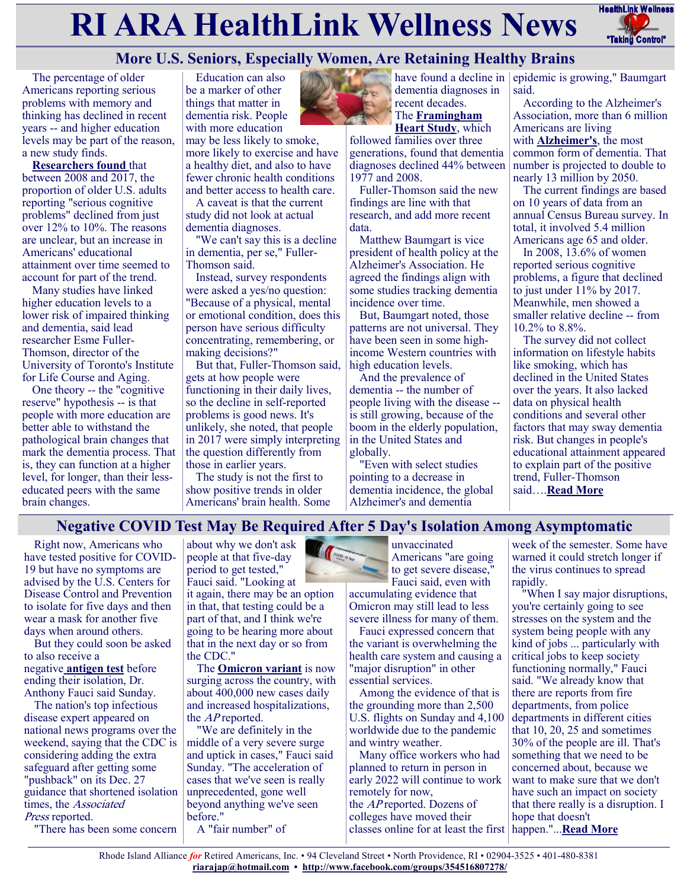# RI ARA HealthLink Wellness News

## More U.S. Seniors, Especially Women, Are Retaining Healthy Brains

The percentage of older Americans reporting serious problems with memory and thinking has declined in recent years -- and higher education levels may be part of the reason, a new study finds.

**Researchers found** that between 2008 and 2017, the proportion of older U.S. adults reporting "serious cognitive problems" declined from just over 12% to 10%. The reasons are unclear, but an increase in Americans' educational attainment over time seemed to account for part of the trend.

Many studies have linked higher education levels to a lower risk of impaired thinking and dementia, said lead researcher Esme Fuller-Thomson, director of the University of Toronto's Institute for Life Course and Aging.

One theory -- the "cognitive reserve" hypothesis -- is that people with more education are better able to withstand the pathological brain changes that mark the dementia process. That is, they can function at a higher level, for longer, than their less-educated peers with the same brain changes.

Education can also be a marker of other things that matter in dementia risk. People with more education may be less likely to smoke, more likely to exercise and have a healthy diet, and also to have fewer chronic health conditions and better access to health care.

A caveat is that the current study did not look at actual dementia diagnoses.

"We can't say this is a decline in dementia, per se," Fuller-Thomson said.

Instead, survey respondents were asked a yes/no question: "Because of a physical, mental or emotional condition, does this person have serious difficulty concentrating, remembering, or making decisions?"

But that, Fuller-Thomson said, gets at how people were functioning in their daily lives, so the decline in self-reported problems is good news. It's unlikely, she noted, that people in 2017 were simply interpreting the question differently from those in earlier years.

The study is not the first to show positive trends in older Americans' brain health. Some have found a decline in dementia diagnoses in recent decades. The **Framingham Heart Study**, which followed families over three generations, found that dementia diagnoses declined 44% between 1977 and 2008.

Fuller-Thomson said the new findings are line with that research, and add more recent data.

Matthew Baumgart is vice president of health policy at the Alzheimer's Association. He agreed the findings align with some studies tracking dementia incidence over time.

But, Baumgart noted, those patterns are not universal. They have been seen in some high-income Western countries with high education levels.

And the prevalence of dementia -- the number of people living with the disease -- is still growing, because of the boom in the elderly population, in the United States and globally.

"Even with select studies pointing to a decrease in dementia incidence, the global Alzheimer's and dementia epidemic is growing," Baumgart said.

According to the Alzheimer's Association, more than 6 million Americans are living with **Alzheimer's**, the most common form of dementia. That number is projected to double to nearly 13 million by 2050.

The current findings are based on 10 years of data from an annual Census Bureau survey. In total, it involved 5.4 million Americans age 65 and older.

In 2008, 13.6% of women reported serious cognitive problems, a figure that declined to just under 11% by 2017. Meanwhile, men showed a smaller relative decline -- from 10.2% to 8.8%.

The survey did not collect information on lifestyle habits like smoking, which has declined in the United States over the years. It also lacked data on physical health conditions and several other factors that may sway dementia risk. But changes in people's educational attainment appeared to explain part of the positive trend, Fuller-Thomson said….**Read More**

## Negative COVID Test May Be Required After 5 Day's Isolation Among Asymptomatic

Right now, Americans who have tested positive for COVID-19 but have no symptoms are advised by the U.S. Centers for Disease Control and Prevention to isolate for five days and then wear a mask for another five days when around others.

But they could soon be asked to also receive a negative **antigen test** before ending their isolation, Dr. Anthony Fauci said Sunday.

The nation's top infectious disease expert appeared on national news programs over the weekend, saying that the CDC is considering adding the extra safeguard after getting some "pushback" on its Dec. 27 guidance that shortened isolation times, the *Associated Press* reported.

"There has been some concern about why we don't ask people at that five-day period to get tested," Fauci said. "Looking at it again, there may be an option in that, that testing could be a part of that, and I think we're going to be hearing more about that in the next day or so from the CDC."

The **Omicron variant** is now surging across the country, with about 400,000 new cases daily and increased hospitalizations, the *AP* reported.

"We are definitely in the middle of a very severe surge and uptick in cases," Fauci said Sunday. "The acceleration of cases that we've seen is really unprecedented, gone well beyond anything we've seen before."

A "fair number" of unvaccinated Americans "are going to get severe disease," Fauci said, even with accumulating evidence that Omicron may still lead to less severe illness for many of them.

Fauci expressed concern that the variant is overwhelming the health care system and causing a "major disruption" in other essential services.

Among the evidence of that is the grounding more than 2,500 U.S. flights on Sunday and 4,100 worldwide due to the pandemic and wintry weather.

Many office workers who had planned to return in person in early 2022 will continue to work remotely for now, the *AP* reported. Dozens of colleges have moved their classes online for at least the first week of the semester. Some have warned it could stretch longer if the virus continues to spread rapidly.

"When I say major disruptions, you're certainly going to see stresses on the system and the system being people with any kind of jobs ... particularly with critical jobs to keep society functioning normally," Fauci said. "We already know that there are reports from fire departments, from police departments in different cities that 10, 20, 25 and sometimes 30% of the people are ill. That's something that we need to be concerned about, because we want to make sure that we don't have such an impact on society that there really is a disruption. I hope that doesn't happen."...**Read More**

Rhode Island Alliance *for* Retired Americans, Inc. • 94 Cleveland Street • North Providence, RI • 02904-3525 • 401-480-8381
**riarajap@hotmail.com** • **http://www.facebook.com/groups/354516807278/**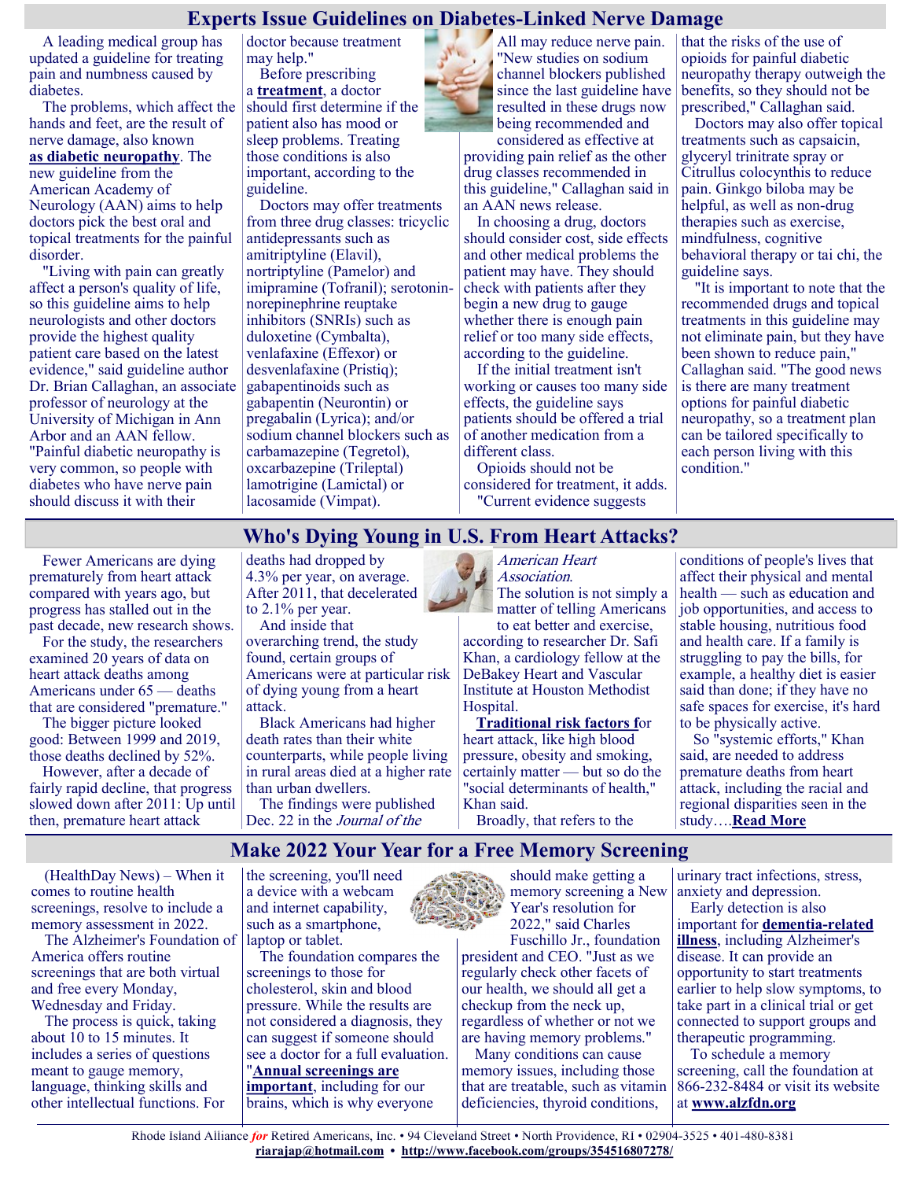## Experts Issue Guidelines on Diabetes-Linked Nerve Damage

A leading medical group has updated a guideline for treating pain and numbness caused by diabetes.

The problems, which affect the hands and feet, are the result of nerve damage, also known **as diabetic neuropathy**. The new guideline from the American Academy of Neurology (AAN) aims to help doctors pick the best oral and topical treatments for the painful disorder.

"Living with pain can greatly affect a person's quality of life, so this guideline aims to help neurologists and other doctors provide the highest quality patient care based on the latest evidence," said guideline author Dr. Brian Callaghan, an associate professor of neurology at the University of Michigan in Ann Arbor and an AAN fellow. "Painful diabetic neuropathy is very common, so people with diabetes who have nerve pain should discuss it with their doctor because treatment may help."

Before prescribing a **treatment**, a doctor should first determine if the patient also has mood or sleep problems. Treating those conditions is also important, according to the guideline.

Doctors may offer treatments from three drug classes: tricyclic antidepressants such as amitriptyline (Elavil), nortriptyline (Pamelor) and imipramine (Tofranil); serotonin-norepinephrine reuptake inhibitors (SNRIs) such as duloxetine (Cymbalta), venlafaxine (Effexor) or desvenlafaxine (Pristiq); gabapentinoids such as gabapentin (Neurontin) or pregabalin (Lyrica); and/or sodium channel blockers such as carbamazepine (Tegretol), oxcarbazepine (Trileptal) lamotrigine (Lamictal) or lacosamide (Vimpat).

All may reduce nerve pain. "New studies on sodium channel blockers published since the last guideline have resulted in these drugs now being recommended and considered as effective at providing pain relief as the other drug classes recommended in this guideline," Callaghan said in an AAN news release.

In choosing a drug, doctors should consider cost, side effects and other medical problems the patient may have. They should check with patients after they begin a new drug to gauge whether there is enough pain relief or too many side effects, according to the guideline.

If the initial treatment isn't working or causes too many side effects, the guideline says patients should be offered a trial of another medication from a different class.

Opioids should not be considered for treatment, it adds.

"Current evidence suggests that the risks of the use of opioids for painful diabetic neuropathy therapy outweigh the benefits, so they should not be prescribed," Callaghan said.

Doctors may also offer topical treatments such as capsaicin, glyceryl trinitrate spray or Citrullus colocynthis to reduce pain. Ginkgo biloba may be helpful, as well as non-drug therapies such as exercise, mindfulness, cognitive behavioral therapy or tai chi, the guideline says.

"It is important to note that the recommended drugs and topical treatments in this guideline may not eliminate pain, but they have been shown to reduce pain," Callaghan said. "The good news is there are many treatment options for painful diabetic neuropathy, so a treatment plan can be tailored specifically to each person living with this condition."

## Who's Dying Young in U.S. From Heart Attacks?

Fewer Americans are dying prematurely from heart attack compared with years ago, but progress has stalled out in the past decade, new research shows.

For the study, the researchers examined 20 years of data on heart attack deaths among Americans under 65 — deaths that are considered "premature."

The bigger picture looked good: Between 1999 and 2019, those deaths declined by 52%.

However, after a decade of fairly rapid decline, that progress slowed down after 2011: Up until then, premature heart attack deaths had dropped by 4.3% per year, on average. After 2011, that decelerated to 2.1% per year.

And inside that overarching trend, the study found, certain groups of Americans were at particular risk of dying young from a heart attack.

Black Americans had higher death rates than their white counterparts, while people living in rural areas died at a higher rate than urban dwellers.

The findings were published Dec. 22 in the *Journal of the American Heart Association*.

The solution is not simply a matter of telling Americans to eat better and exercise, according to researcher Dr. Safi Khan, a cardiology fellow at the DeBakey Heart and Vascular Institute at Houston Methodist Hospital.

**Traditional risk factors** for heart attack, like high blood pressure, obesity and smoking, certainly matter — but so do the "social determinants of health," Khan said.

Broadly, that refers to the conditions of people's lives that affect their physical and mental health — such as education and job opportunities, and access to stable housing, nutritious food and health care. If a family is struggling to pay the bills, for example, a healthy diet is easier said than done; if they have no safe spaces for exercise, it's hard to be physically active.

So "systemic efforts," Khan said, are needed to address premature deaths from heart attack, including the racial and regional disparities seen in the study….**Read More**

## Make 2022 Your Year for a Free Memory Screening

(HealthDay News) – When it comes to routine health screenings, resolve to include a memory assessment in 2022.

The Alzheimer's Foundation of America offers routine screenings that are both virtual and free every Monday, Wednesday and Friday.

The process is quick, taking about 10 to 15 minutes. It includes a series of questions meant to gauge memory, language, thinking skills and other intellectual functions. For the screening, you'll need a device with a webcam and internet capability, such as a smartphone, laptop or tablet.

The foundation compares the screenings to those for cholesterol, skin and blood pressure. While the results are not considered a diagnosis, they can suggest if someone should see a doctor for a full evaluation.

"**Annual screenings are important**, including for our brains, which is why everyone should make getting a memory screening a New Year's resolution for 2022," said Charles Fuschillo Jr., foundation president and CEO. "Just as we regularly check other facets of our health, we should all get a checkup from the neck up, regardless of whether or not we are having memory problems."

Many conditions can cause memory issues, including those that are treatable, such as vitamin deficiencies, thyroid conditions, urinary tract infections, stress, anxiety and depression.

Early detection is also important for **dementia-related illness**, including Alzheimer's disease. It can provide an opportunity to start treatments earlier to help slow symptoms, to take part in a clinical trial or get connected to support groups and therapeutic programming.

To schedule a memory screening, call the foundation at 866-232-8484 or visit its website at **www.alzfdn.org**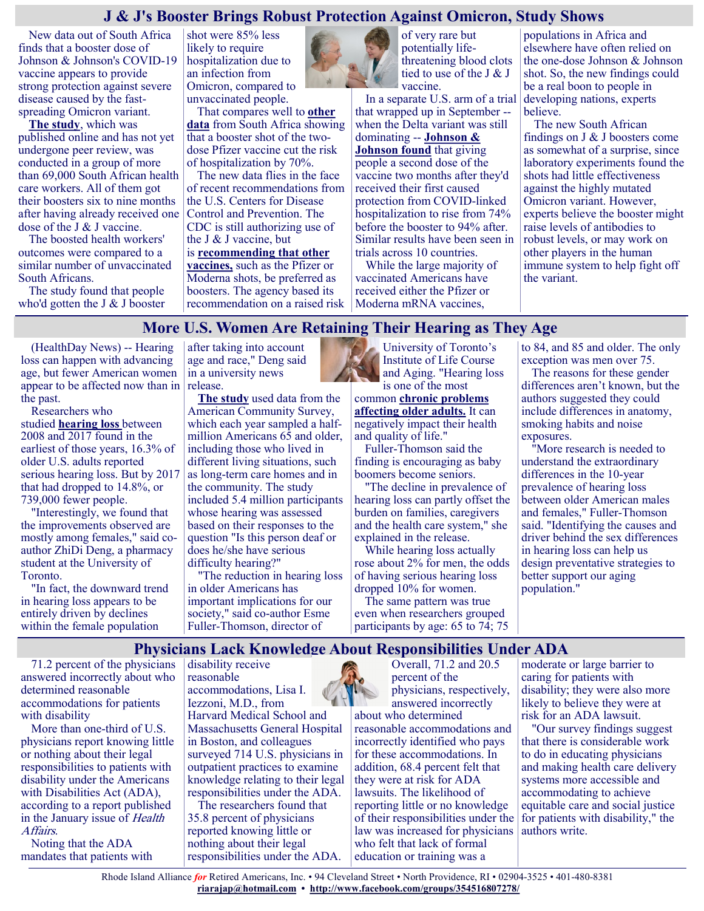## J & J's Booster Brings Robust Protection Against Omicron, Study Shows

New data out of South Africa finds that a booster dose of Johnson & Johnson's COVID-19 vaccine appears to provide strong protection against severe disease caused by the fast-spreading Omicron variant.

**The study**, which was published online and has not yet undergone peer review, was conducted in a group of more than 69,000 South African health care workers. All of them got their boosters six to nine months after having already received one dose of the J & J vaccine.

The boosted health workers' outcomes were compared to a similar number of unvaccinated South Africans.

The study found that people who'd gotten the J & J booster shot were 85% less likely to require hospitalization due to an infection from Omicron, compared to unvaccinated people.

That compares well to **other data** from South Africa showing that a booster shot of the two-dose Pfizer vaccine cut the risk of hospitalization by 70%.

The new data flies in the face of recent recommendations from the U.S. Centers for Disease Control and Prevention. The CDC is still authorizing use of the J & J vaccine, but is **recommending that other vaccines,** such as the Pfizer or Moderna shots, be preferred as boosters. The agency based its recommendation on a raised risk of very rare but potentially life-threatening blood clots tied to use of the J & J vaccine.

In a separate U.S. arm of a trial that wrapped up in September -- when the Delta variant was still dominating -- **Johnson & Johnson found** that giving people a second dose of the vaccine two months after they'd received their first caused protection from COVID-linked hospitalization to rise from 74% before the booster to 94% after. Similar results have been seen in trials across 10 countries.

While the large majority of vaccinated Americans have received either the Pfizer or Moderna mRNA vaccines, populations in Africa and elsewhere have often relied on the one-dose Johnson & Johnson shot. So, the new findings could be a real boon to people in developing nations, experts believe.

The new South African findings on J & J boosters come as somewhat of a surprise, since laboratory experiments found the shots had little effectiveness against the highly mutated Omicron variant. However, experts believe the booster might raise levels of antibodies to robust levels, or may work on other players in the human immune system to help fight off the variant.

## More U.S. Women Are Retaining Their Hearing as They Age

(HealthDay News) -- Hearing loss can happen with advancing age, but fewer American women appear to be affected now than in the past.

Researchers who studied **hearing loss** between 2008 and 2017 found in the earliest of those years, 16.3% of older U.S. adults reported serious hearing loss. But by 2017 that had dropped to 14.8%, or 739,000 fewer people.

"Interestingly, we found that the improvements observed are mostly among females," said co-author ZhiDi Deng, a pharmacy student at the University of Toronto.

"In fact, the downward trend in hearing loss appears to be entirely driven by declines within the female population after taking into account age and race," Deng said in a university news release.

**The study** used data from the American Community Survey, which each year sampled a half-million Americans 65 and older, including those who lived in different living situations, such as long-term care homes and in the community. The study included 5.4 million participants whose hearing was assessed based on their responses to the question "Is this person deaf or does he/she have serious difficulty hearing?"

"The reduction in hearing loss in older Americans has important implications for our society," said co-author Esme Fuller-Thomson, director of University of Toronto's Institute of Life Course and Aging. "Hearing loss is one of the most common **chronic problems affecting older adults.** It can negatively impact their health and quality of life."

Fuller-Thomson said the finding is encouraging as baby boomers become seniors.

"The decline in prevalence of hearing loss can partly offset the burden on families, caregivers and the health care system," she explained in the release.

While hearing loss actually rose about 2% for men, the odds of having serious hearing loss dropped 10% for women.

The same pattern was true even when researchers grouped participants by age: 65 to 74; 75 to 84, and 85 and older. The only exception was men over 75.

The reasons for these gender differences aren't known, but the authors suggested they could include differences in anatomy, smoking habits and noise exposures.

"More research is needed to understand the extraordinary differences in the 10-year prevalence of hearing loss between older American males and females," Fuller-Thomson said. "Identifying the causes and driver behind the sex differences in hearing loss can help us design preventative strategies to better support our aging population."

## Physicians Lack Knowledge About Responsibilities Under ADA

71.2 percent of the physicians answered incorrectly about who determined reasonable accommodations for patients with disability

More than one-third of U.S. physicians report knowing little or nothing about their legal responsibilities to patients with disability under the Americans with Disabilities Act (ADA), according to a report published in the January issue of *Health Affairs*.

Noting that the ADA mandates that patients with disability receive reasonable accommodations, Lisa I. Iezzoni, M.D., from Harvard Medical School and Massachusetts General Hospital in Boston, and colleagues surveyed 714 U.S. physicians in outpatient practices to examine knowledge relating to their legal responsibilities under the ADA.

The researchers found that 35.8 percent of physicians reported knowing little or nothing about their legal responsibilities under the ADA. Overall, 71.2 and 20.5 percent of the physicians, respectively, answered incorrectly about who determined reasonable accommodations and incorrectly identified who pays for these accommodations. In addition, 68.4 percent felt that they were at risk for ADA lawsuits. The likelihood of reporting little or no knowledge of their responsibilities under the law was increased for physicians who felt that lack of formal education or training was a moderate or large barrier to caring for patients with disability; they were also more likely to believe they were at risk for an ADA lawsuit.

"Our survey findings suggest that there is considerable work to do in educating physicians and making health care delivery systems more accessible and accommodating to achieve equitable care and social justice for patients with disability," the authors write.

Rhode Island Alliance *for* Retired Americans, Inc. • 94 Cleveland Street • North Providence, RI • 02904-3525 • 401-480-8381
riarajap@hotmail.com • http://www.facebook.com/groups/354516807278/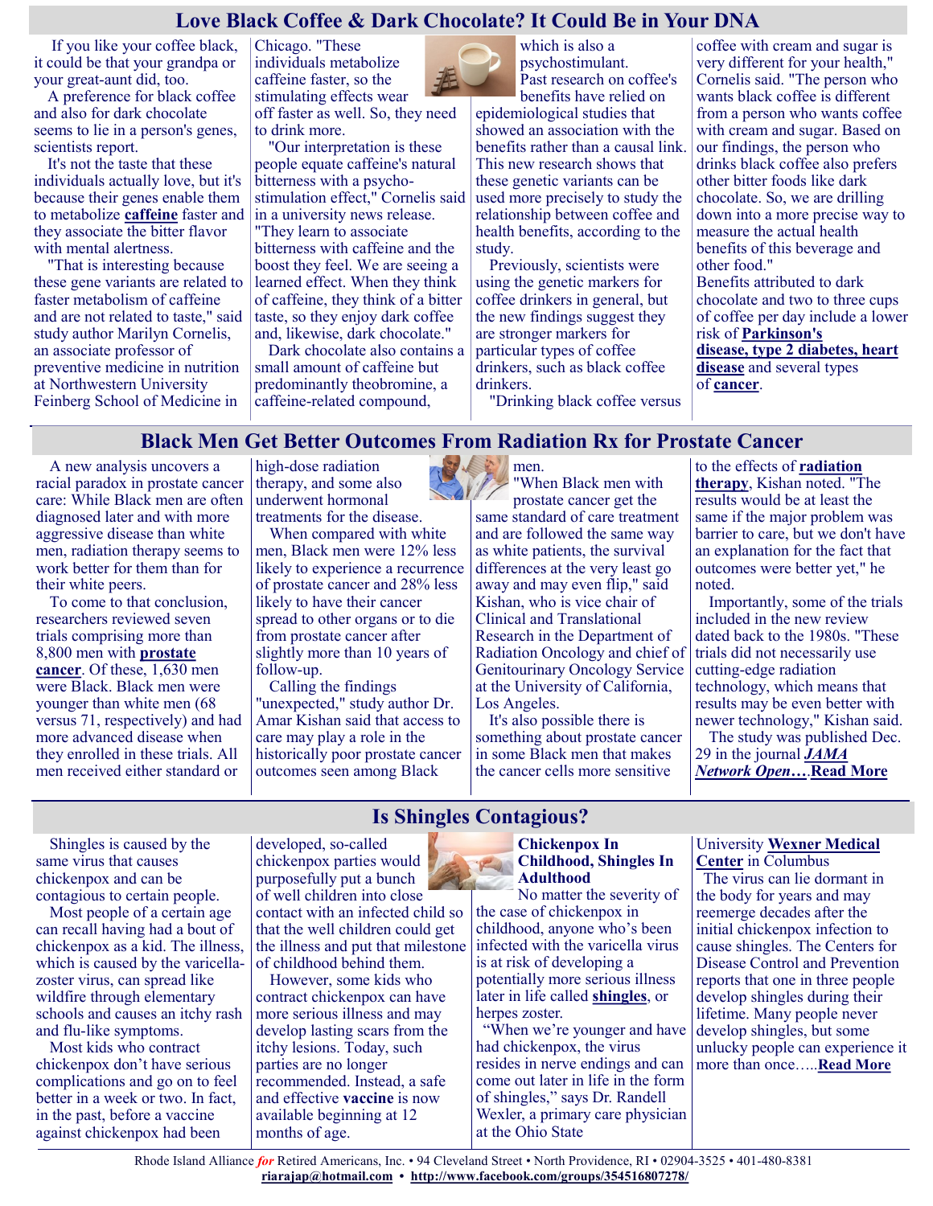## Love Black Coffee & Dark Chocolate? It Could Be in Your DNA

If you like your coffee black, it could be that your grandpa or your great-aunt did, too.

A preference for black coffee and also for dark chocolate seems to lie in a person's genes, scientists report.

It's not the taste that these individuals actually love, but it's because their genes enable them to metabolize **caffeine** faster and they associate the bitter flavor with mental alertness.

"That is interesting because these gene variants are related to faster metabolism of caffeine and are not related to taste," said study author Marilyn Cornelis, an associate professor of preventive medicine in nutrition at Northwestern University Feinberg School of Medicine in Chicago. "These individuals metabolize caffeine faster, so the stimulating effects wear off faster as well. So, they need to drink more.

"Our interpretation is these people equate caffeine's natural bitterness with a psycho-stimulation effect," Cornelis said in a university news release. "They learn to associate bitterness with caffeine and the boost they feel. We are seeing a learned effect. When they think of caffeine, they think of a bitter taste, so they enjoy dark coffee and, likewise, dark chocolate."

Dark chocolate also contains a small amount of caffeine but predominantly theobromine, a caffeine-related compound, which is also a psychostimulant.

Past research on coffee's benefits have relied on epidemiological studies that showed an association with the benefits rather than a causal link. This new research shows that these genetic variants can be used more precisely to study the relationship between coffee and health benefits, according to the study.

Previously, scientists were using the genetic markers for coffee drinkers in general, but the new findings suggest they are stronger markers for particular types of coffee drinkers, such as black coffee drinkers.

"Drinking black coffee versus coffee with cream and sugar is very different for your health," Cornelis said. "The person who wants black coffee is different from a person who wants coffee with cream and sugar. Based on our findings, the person who drinks black coffee also prefers other bitter foods like dark chocolate. So, we are drilling down into a more precise way to measure the actual health benefits of this beverage and other food."

Benefits attributed to dark chocolate and two to three cups of coffee per day include a lower risk of **Parkinson's disease, type 2 diabetes, heart disease** and several types of **cancer**.

## Black Men Get Better Outcomes From Radiation Rx for Prostate Cancer

A new analysis uncovers a racial paradox in prostate cancer care: While Black men are often diagnosed later and with more aggressive disease than white men, radiation therapy seems to work better for them than for their white peers.

To come to that conclusion, researchers reviewed seven trials comprising more than 8,800 men with **prostate cancer**. Of these, 1,630 men were Black. Black men were younger than white men (68 versus 71, respectively) and had more advanced disease when they enrolled in these trials. All men received either standard or high-dose radiation therapy, and some also underwent hormonal treatments for the disease.

When compared with white men, Black men were 12% less likely to experience a recurrence of prostate cancer and 28% less likely to have their cancer spread to other organs or to die from prostate cancer after slightly more than 10 years of follow-up.

Calling the findings "unexpected," study author Dr. Amar Kishan said that access to care may play a role in the historically poor prostate cancer outcomes seen among Black men.

"When Black men with prostate cancer get the same standard of care treatment and are followed the same way as white patients, the survival differences at the very least go away and may even flip," said Kishan, who is vice chair of Clinical and Translational Research in the Department of Radiation Oncology and chief of Genitourinary Oncology Service at the University of California, Los Angeles.

It's also possible there is something about prostate cancer in some Black men that makes the cancer cells more sensitive to the effects of **radiation therapy**, Kishan noted. "The results would be at least the same if the major problem was barrier to care, but we don't have an explanation for the fact that outcomes were better yet," he noted.

Importantly, some of the trials included in the new review dated back to the 1980s. "These trials did not necessarily use cutting-edge radiation technology, which means that results may be even better with newer technology," Kishan said.

The study was published Dec. 29 in the journal ***JAMA Network Open***….**Read More**

## Is Shingles Contagious?

Shingles is caused by the same virus that causes chickenpox and can be contagious to certain people.

Most people of a certain age can recall having had a bout of chickenpox as a kid. The illness, which is caused by the varicella-zoster virus, can spread like wildfire through elementary schools and causes an itchy rash and flu-like symptoms.

Most kids who contract chickenpox don't have serious complications and go on to feel better in a week or two. In fact, in the past, before a vaccine against chickenpox had been developed, so-called chickenpox parties would purposefully put a bunch of well children into close contact with an infected child so that the well children could get the illness and put that milestone of childhood behind them.

However, some kids who contract chickenpox can have more serious illness and may develop lasting scars from the itchy lesions. Today, such parties are no longer recommended. Instead, a safe and effective **vaccine** is now available beginning at 12 months of age.

**Chickenpox In Childhood, Shingles In Adulthood**

No matter the severity of the case of chickenpox in childhood, anyone who's been infected with the varicella virus is at risk of developing a potentially more serious illness later in life called **shingles**, or herpes zoster.

"When we're younger and have had chickenpox, the virus resides in nerve endings and can come out later in life in the form of shingles," says Dr. Randell Wexler, a primary care physician at the Ohio State University **Wexner Medical Center** in Columbus

The virus can lie dormant in the body for years and may reemerge decades after the initial chickenpox infection to cause shingles. The Centers for Disease Control and Prevention reports that one in three people develop shingles during their lifetime. Many people never develop shingles, but some unlucky people can experience it more than once…..**Read More**

Rhode Island Alliance *for* Retired Americans, Inc. • 94 Cleveland Street • North Providence, RI • 02904-3525 • 401-480-8381
riarajap@hotmail.com • http://www.facebook.com/groups/354516807278/